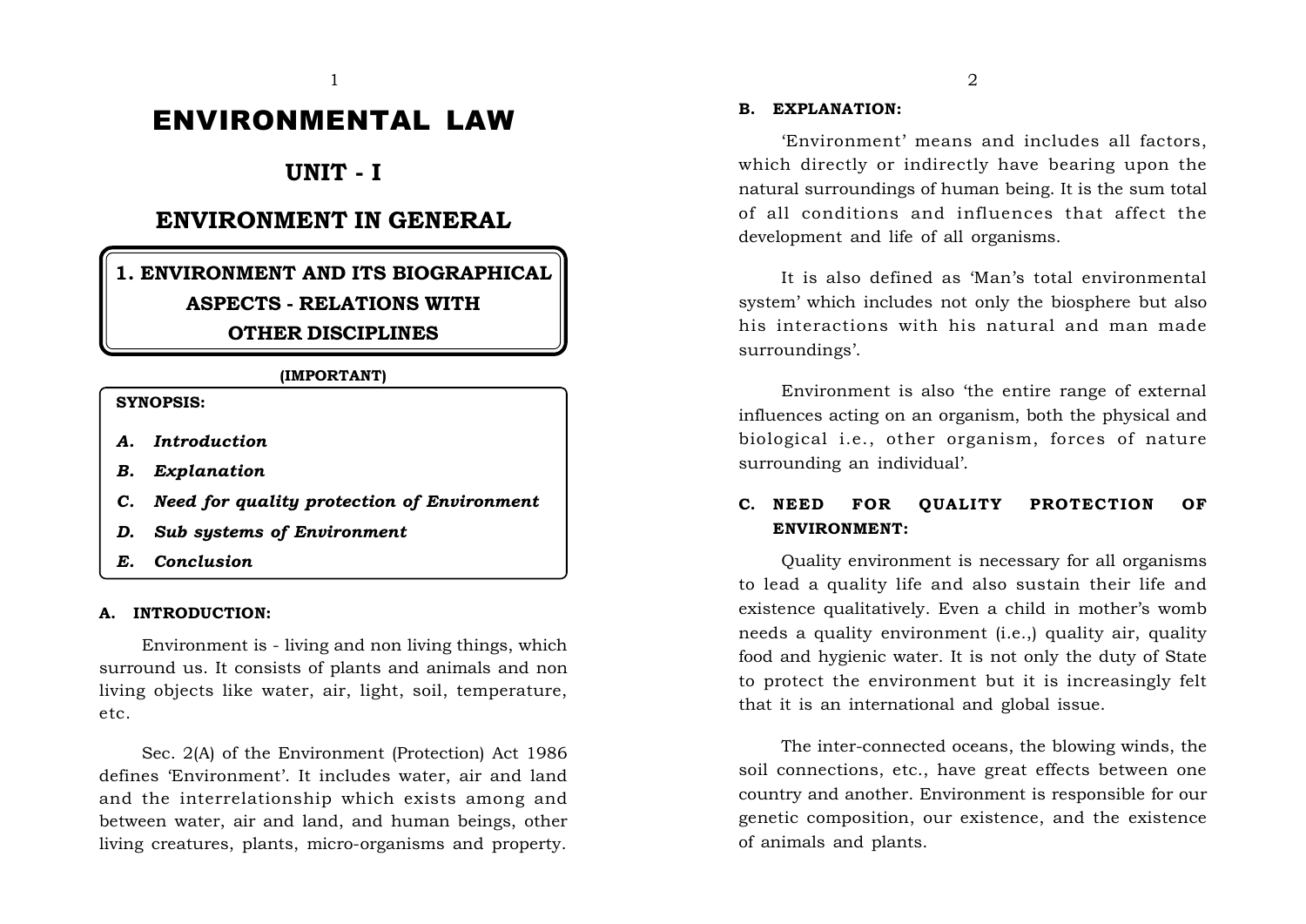# ENVIRONMENTAL LAW

## UNIT - I

## ENVIRONMENT IN GENERAL

### 1. ENVIRONMENT AND ITS BIOGRAPHICAL ASPECTS - RELATIONS WITH OTHER DISCIPLINES

**(IMPORTANT)**

**SYNOPSIS:**

- ***A. Introduction***
- ***B. Explanation***
- ***C. Need for quality protection of Environment***
- ***D. Sub systems of Environment***
- ***E. Conclusion***

**A. INTRODUCTION:**

Environment is - living and non living things, which surround us. It consists of plants and animals and non living objects like water, air, light, soil, temperature, etc.

Sec. 2(A) of the Environment (Protection) Act 1986 defines 'Environment'. It includes water, air and land and the interrelationship which exists among and between water, air and land, and human beings, other living creatures, plants, micro-organisms and property.

**B. EXPLANATION:**

'Environment' means and includes all factors, which directly or indirectly have bearing upon the natural surroundings of human being. It is the sum total of all conditions and influences that affect the development and life of all organisms.

It is also defined as 'Man's total environmental system' which includes not only the biosphere but also his interactions with his natural and man made surroundings'.

Environment is also 'the entire range of external influences acting on an organism, both the physical and biological i.e., other organism, forces of nature surrounding an individual'.

**C. NEED FOR QUALITY PROTECTION OF ENVIRONMENT:**

Quality environment is necessary for all organisms to lead a quality life and also sustain their life and existence qualitatively. Even a child in mother's womb needs a quality environment (i.e.,) quality air, quality food and hygienic water. It is not only the duty of State to protect the environment but it is increasingly felt that it is an international and global issue.

The inter-connected oceans, the blowing winds, the soil connections, etc., have great effects between one country and another. Environment is responsible for our genetic composition, our existence, and the existence of animals and plants.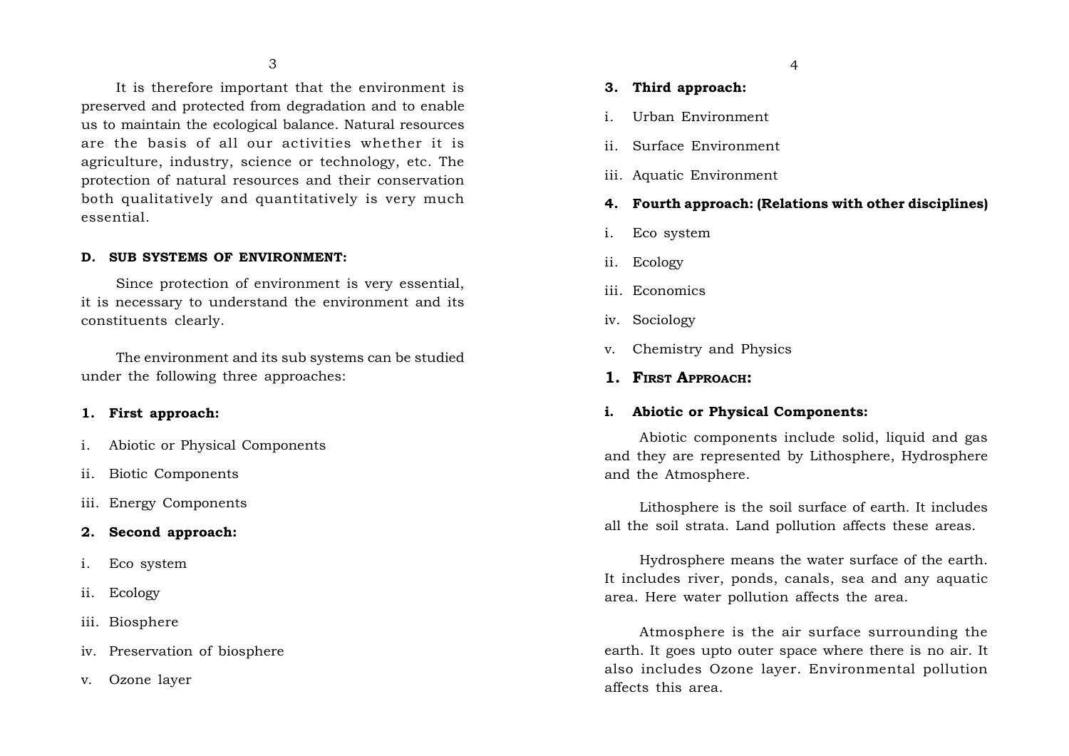It is therefore important that the environment is preserved and protected from degradation and to enable us to maintain the ecological balance. Natural resources are the basis of all our activities whether it is agriculture, industry, science or technology, etc. The protection of natural resources and their conservation both qualitatively and quantitatively is very much essential.

### D. SUB SYSTEMS OF ENVIRONMENT:

Since protection of environment is very essential, it is necessary to understand the environment and its constituents clearly.

The environment and its sub systems can be studied under the following three approaches:

**1. First approach:**

i. Abiotic or Physical Components

ii. Biotic Components

iii. Energy Components

**2. Second approach:**

i. Eco system

ii. Ecology

iii. Biosphere

iv. Preservation of biosphere

v. Ozone layer

**3. Third approach:**

i. Urban Environment

ii. Surface Environment

iii. Aquatic Environment

**4. Fourth approach: (Relations with other disciplines)**

i. Eco system

ii. Ecology

iii. Economics

iv. Sociology

v. Chemistry and Physics

### 1. FIRST APPROACH:

**i. Abiotic or Physical Components:**

Abiotic components include solid, liquid and gas and they are represented by Lithosphere, Hydrosphere and the Atmosphere.

Lithosphere is the soil surface of earth. It includes all the soil strata. Land pollution affects these areas.

Hydrosphere means the water surface of the earth. It includes river, ponds, canals, sea and any aquatic area. Here water pollution affects the area.

Atmosphere is the air surface surrounding the earth. It goes upto outer space where there is no air. It also includes Ozone layer. Environmental pollution affects this area.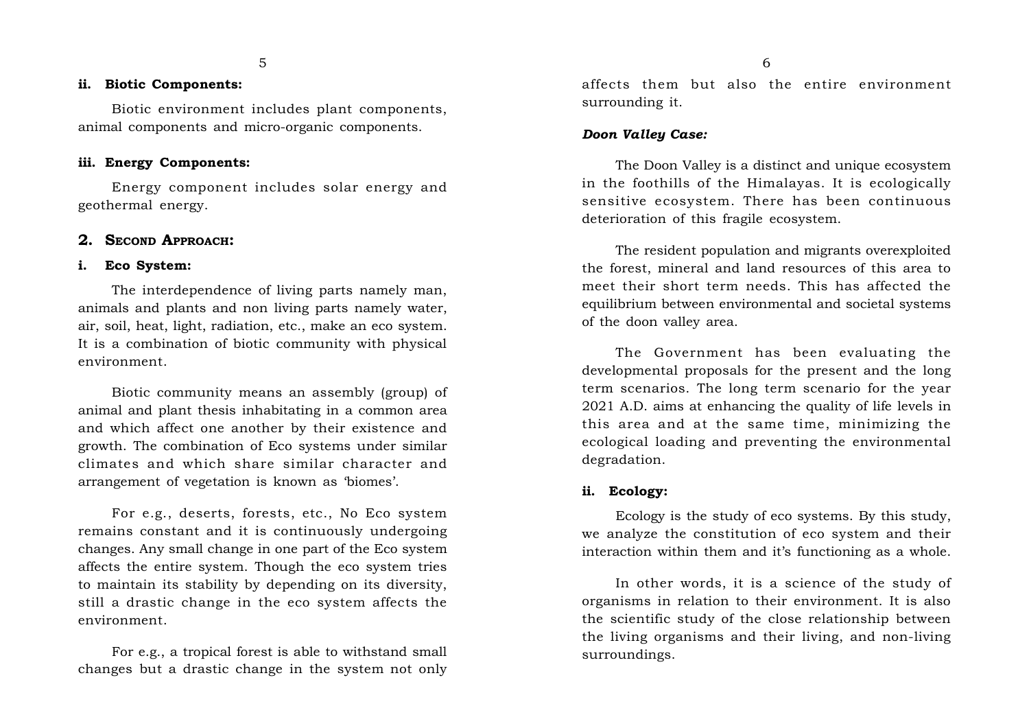**ii. Biotic Components:**

Biotic environment includes plant components, animal components and micro-organic components.

**iii. Energy Components:**

Energy component includes solar energy and geothermal energy.

## 2. Second Approach:

**i. Eco System:**

The interdependence of living parts namely man, animals and plants and non living parts namely water, air, soil, heat, light, radiation, etc., make an eco system. It is a combination of biotic community with physical environment.

Biotic community means an assembly (group) of animal and plant thesis inhabitating in a common area and which affect one another by their existence and growth. The combination of Eco systems under similar climates and which share similar character and arrangement of vegetation is known as 'biomes'.

For e.g., deserts, forests, etc., No Eco system remains constant and it is continuously undergoing changes. Any small change in one part of the Eco system affects the entire system. Though the eco system tries to maintain its stability by depending on its diversity, still a drastic change in the eco system affects the environment.

For e.g., a tropical forest is able to withstand small changes but a drastic change in the system not only affects them but also the entire environment surrounding it.

***Doon Valley Case:***

The Doon Valley is a distinct and unique ecosystem in the foothills of the Himalayas. It is ecologically sensitive ecosystem. There has been continuous deterioration of this fragile ecosystem.

The resident population and migrants overexploited the forest, mineral and land resources of this area to meet their short term needs. This has affected the equilibrium between environmental and societal systems of the doon valley area.

The Government has been evaluating the developmental proposals for the present and the long term scenarios. The long term scenario for the year 2021 A.D. aims at enhancing the quality of life levels in this area and at the same time, minimizing the ecological loading and preventing the environmental degradation.

**ii. Ecology:**

Ecology is the study of eco systems. By this study, we analyze the constitution of eco system and their interaction within them and it's functioning as a whole.

In other words, it is a science of the study of organisms in relation to their environment. It is also the scientific study of the close relationship between the living organisms and their living, and non-living surroundings.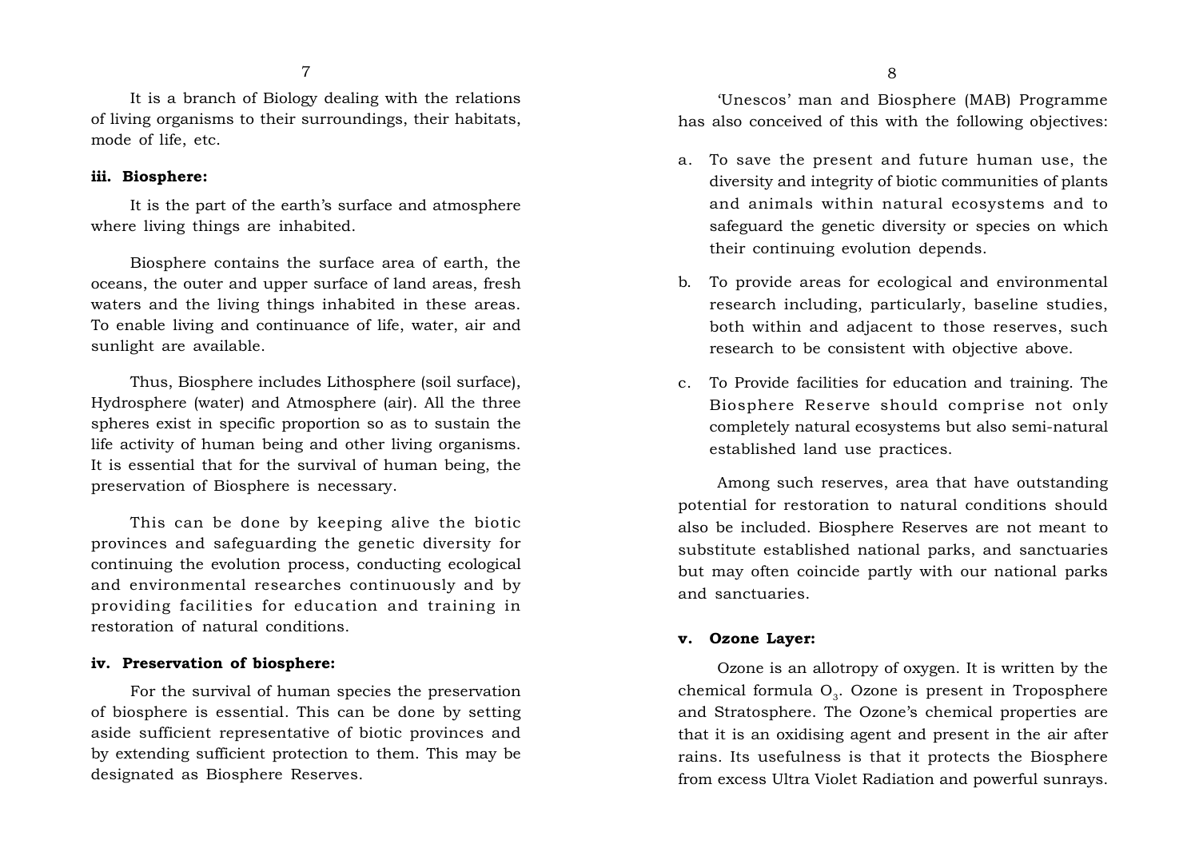It is a branch of Biology dealing with the relations of living organisms to their surroundings, their habitats, mode of life, etc.

**iii. Biosphere:**

It is the part of the earth's surface and atmosphere where living things are inhabited.

Biosphere contains the surface area of earth, the oceans, the outer and upper surface of land areas, fresh waters and the living things inhabited in these areas. To enable living and continuance of life, water, air and sunlight are available.

Thus, Biosphere includes Lithosphere (soil surface), Hydrosphere (water) and Atmosphere (air). All the three spheres exist in specific proportion so as to sustain the life activity of human being and other living organisms. It is essential that for the survival of human being, the preservation of Biosphere is necessary.

This can be done by keeping alive the biotic provinces and safeguarding the genetic diversity for continuing the evolution process, conducting ecological and environmental researches continuously and by providing facilities for education and training in restoration of natural conditions.

**iv. Preservation of biosphere:**

For the survival of human species the preservation of biosphere is essential. This can be done by setting aside sufficient representative of biotic provinces and by extending sufficient protection to them. This may be designated as Biosphere Reserves.

'Unescos' man and Biosphere (MAB) Programme has also conceived of this with the following objectives:

a. To save the present and future human use, the diversity and integrity of biotic communities of plants and animals within natural ecosystems and to safeguard the genetic diversity or species on which their continuing evolution depends.

b. To provide areas for ecological and environmental research including, particularly, baseline studies, both within and adjacent to those reserves, such research to be consistent with objective above.

c. To Provide facilities for education and training. The Biosphere Reserve should comprise not only completely natural ecosystems but also semi-natural established land use practices.

Among such reserves, area that have outstanding potential for restoration to natural conditions should also be included. Biosphere Reserves are not meant to substitute established national parks, and sanctuaries but may often coincide partly with our national parks and sanctuaries.

**v. Ozone Layer:**

Ozone is an allotropy of oxygen. It is written by the chemical formula $O_3$. Ozone is present in Troposphere and Stratosphere. The Ozone's chemical properties are that it is an oxidising agent and present in the air after rains. Its usefulness is that it protects the Biosphere from excess Ultra Violet Radiation and powerful sunrays.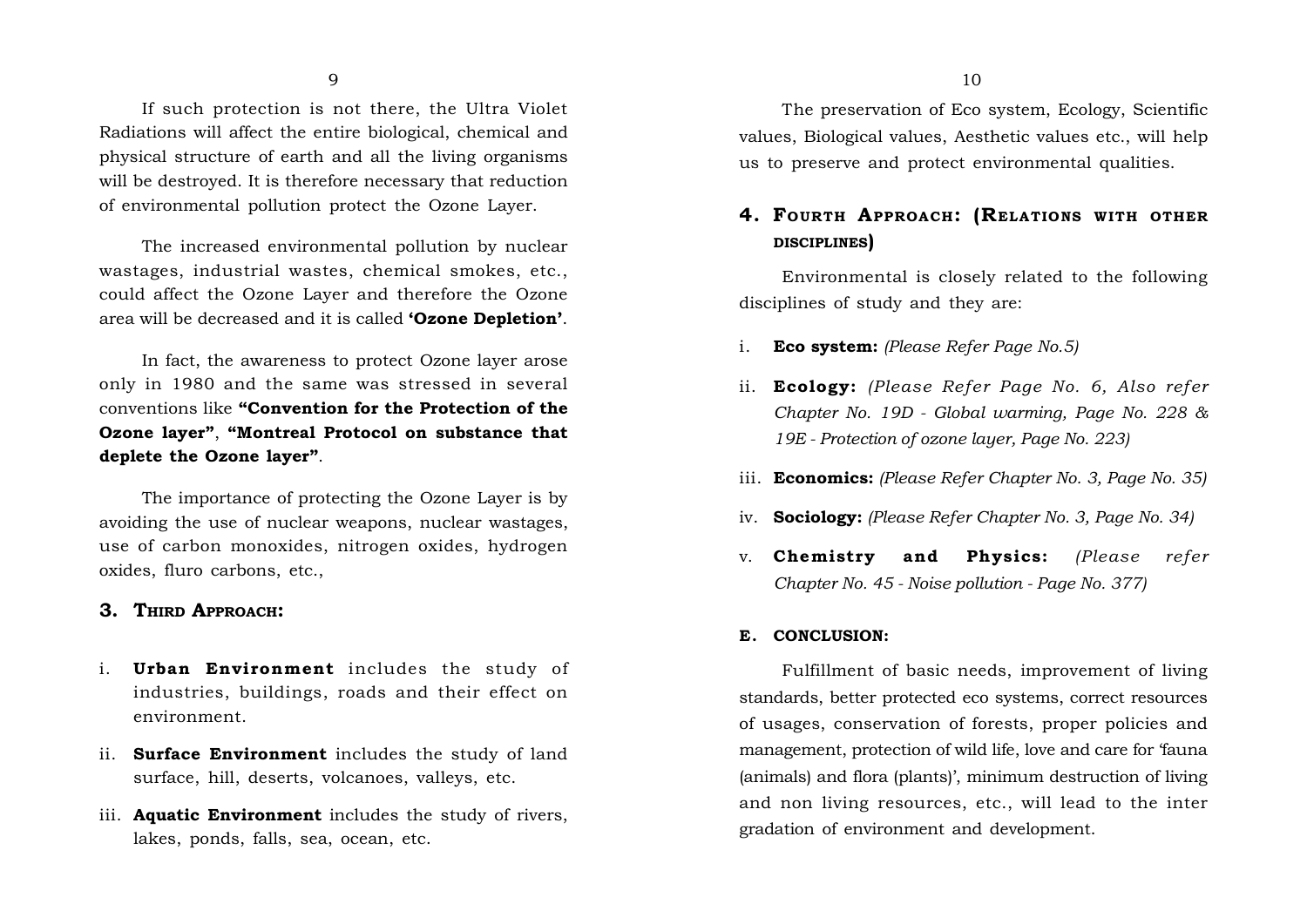If such protection is not there, the Ultra Violet Radiations will affect the entire biological, chemical and physical structure of earth and all the living organisms will be destroyed. It is therefore necessary that reduction of environmental pollution protect the Ozone Layer.

The increased environmental pollution by nuclear wastages, industrial wastes, chemical smokes, etc., could affect the Ozone Layer and therefore the Ozone area will be decreased and it is called **'Ozone Depletion'**.

In fact, the awareness to protect Ozone layer arose only in 1980 and the same was stressed in several conventions like **"Convention for the Protection of the Ozone layer"**, **"Montreal Protocol on substance that deplete the Ozone layer"**.

The importance of protecting the Ozone Layer is by avoiding the use of nuclear weapons, nuclear wastages, use of carbon monoxides, nitrogen oxides, hydrogen oxides, fluro carbons, etc.,

## 3. Third Approach:

i. **Urban Environment** includes the study of industries, buildings, roads and their effect on environment.

ii. **Surface Environment** includes the study of land surface, hill, deserts, volcanoes, valleys, etc.

iii. **Aquatic Environment** includes the study of rivers, lakes, ponds, falls, sea, ocean, etc.

The preservation of Eco system, Ecology, Scientific values, Biological values, Aesthetic values etc., will help us to preserve and protect environmental qualities.

## 4. Fourth Approach: (Relations with other disciplines)

Environmental is closely related to the following disciplines of study and they are:

i. **Eco system:** *(Please Refer Page No.5)*

ii. **Ecology:** *(Please Refer Page No. 6, Also refer Chapter No. 19D - Global warming, Page No. 228 & 19E - Protection of ozone layer, Page No. 223)*

iii. **Economics:** *(Please Refer Chapter No. 3, Page No. 35)*

iv. **Sociology:** *(Please Refer Chapter No. 3, Page No. 34)*

v. **Chemistry and Physics:** *(Please refer Chapter No. 45 - Noise pollution - Page No. 377)*

### E. CONCLUSION:

Fulfillment of basic needs, improvement of living standards, better protected eco systems, correct resources of usages, conservation of forests, proper policies and management, protection of wild life, love and care for 'fauna (animals) and flora (plants)', minimum destruction of living and non living resources, etc., will lead to the inter gradation of environment and development.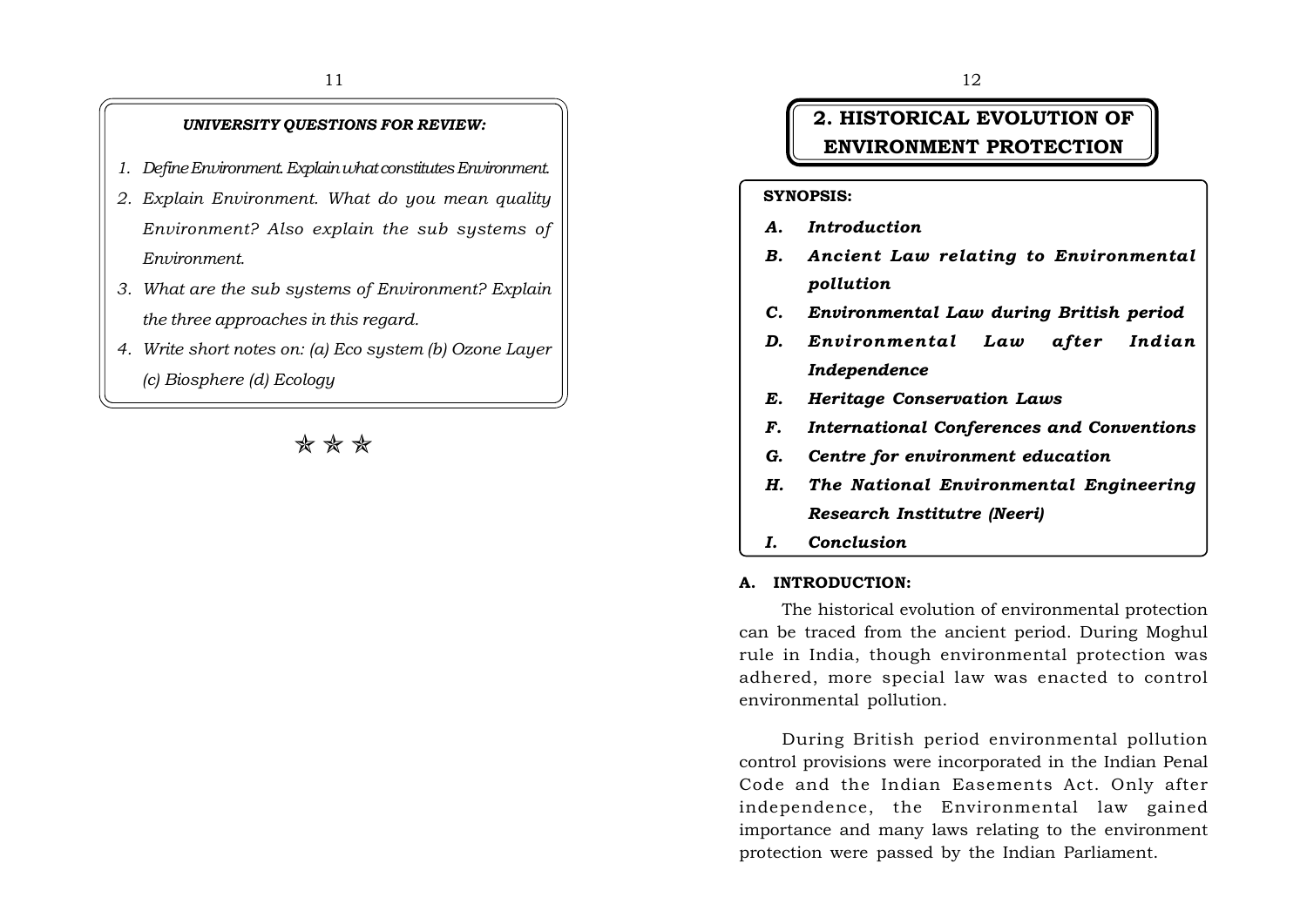***UNIVERSITY QUESTIONS FOR REVIEW:***

1. *Define Environment. Explain what constitutes Environment.*
2. *Explain Environment. What do you mean quality Environment? Also explain the sub systems of Environment.*
3. *What are the sub systems of Environment? Explain the three approaches in this regard.*
4. *Write short notes on: (a) Eco system (b) Ozone Layer (c) Biosphere (d) Ecology*

✯ ✯ ✯

# 2. HISTORICAL EVOLUTION OF ENVIRONMENT PROTECTION

**SYNOPSIS:**

- ***A. Introduction***
- ***B. Ancient Law relating to Environmental pollution***
- ***C. Environmental Law during British period***
- ***D. Environmental Law after Indian Independence***
- ***E. Heritage Conservation Laws***
- ***F. International Conferences and Conventions***
- ***G. Centre for environment education***
- ***H. The National Environmental Engineering Research Institutre (Neeri)***
- ***I. Conclusion***

## A. INTRODUCTION:

The historical evolution of environmental protection can be traced from the ancient period. During Moghul rule in India, though environmental protection was adhered, more special law was enacted to control environmental pollution.

During British period environmental pollution control provisions were incorporated in the Indian Penal Code and the Indian Easements Act. Only after independence, the Environmental law gained importance and many laws relating to the environment protection were passed by the Indian Parliament.